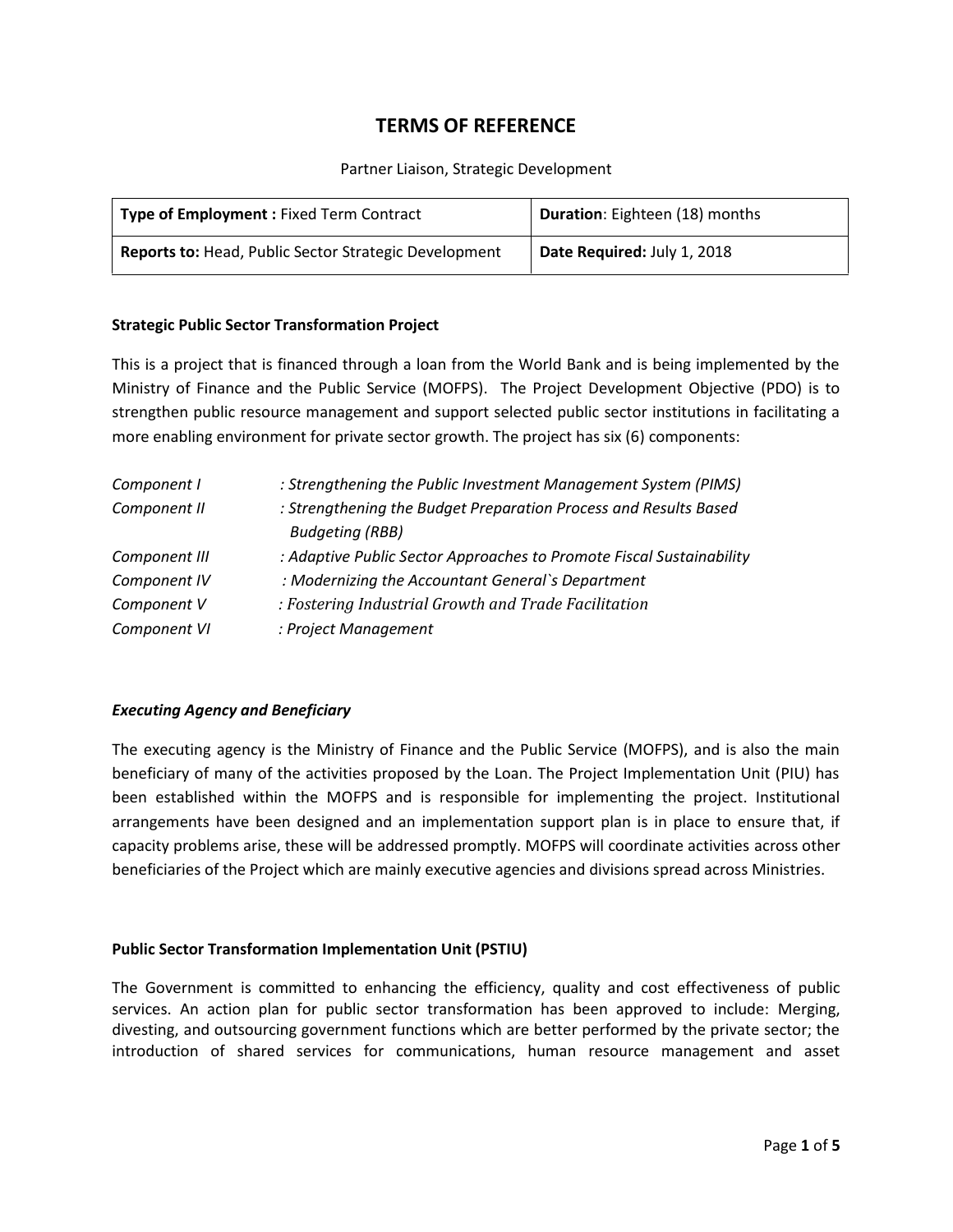# TERMS OF REFERENCE

Partner Liaison, Strategic Development

| **Type of Employment :** Fixed Term Contract | **Duration**: Eighteen (18) months |
|---|---|
| **Reports to:** Head, Public Sector Strategic Development | **Date Required:** July 1, 2018 |

**Strategic Public Sector Transformation Project**

This is a project that is financed through a loan from the World Bank and is being implemented by the Ministry of Finance and the Public Service (MOFPS). The Project Development Objective (PDO) is to strengthen public resource management and support selected public sector institutions in facilitating a more enabling environment for private sector growth. The project has six (6) components:

*Component I* : *Strengthening the Public Investment Management System (PIMS)*
*Component II* : *Strengthening the Budget Preparation Process and Results Based Budgeting (RBB)*
*Component III* : *Adaptive Public Sector Approaches to Promote Fiscal Sustainability*
*Component IV* : *Modernizing the Accountant General`s Department*
*Component V* : *Fostering Industrial Growth and Trade Facilitation*
*Component VI* : *Project Management*

***Executing Agency and Beneficiary***

The executing agency is the Ministry of Finance and the Public Service (MOFPS), and is also the main beneficiary of many of the activities proposed by the Loan. The Project Implementation Unit (PIU) has been established within the MOFPS and is responsible for implementing the project. Institutional arrangements have been designed and an implementation support plan is in place to ensure that, if capacity problems arise, these will be addressed promptly. MOFPS will coordinate activities across other beneficiaries of the Project which are mainly executive agencies and divisions spread across Ministries.

**Public Sector Transformation Implementation Unit (PSTIU)**

The Government is committed to enhancing the efficiency, quality and cost effectiveness of public services. An action plan for public sector transformation has been approved to include: Merging, divesting, and outsourcing government functions which are better performed by the private sector; the introduction of shared services for communications, human resource management and asset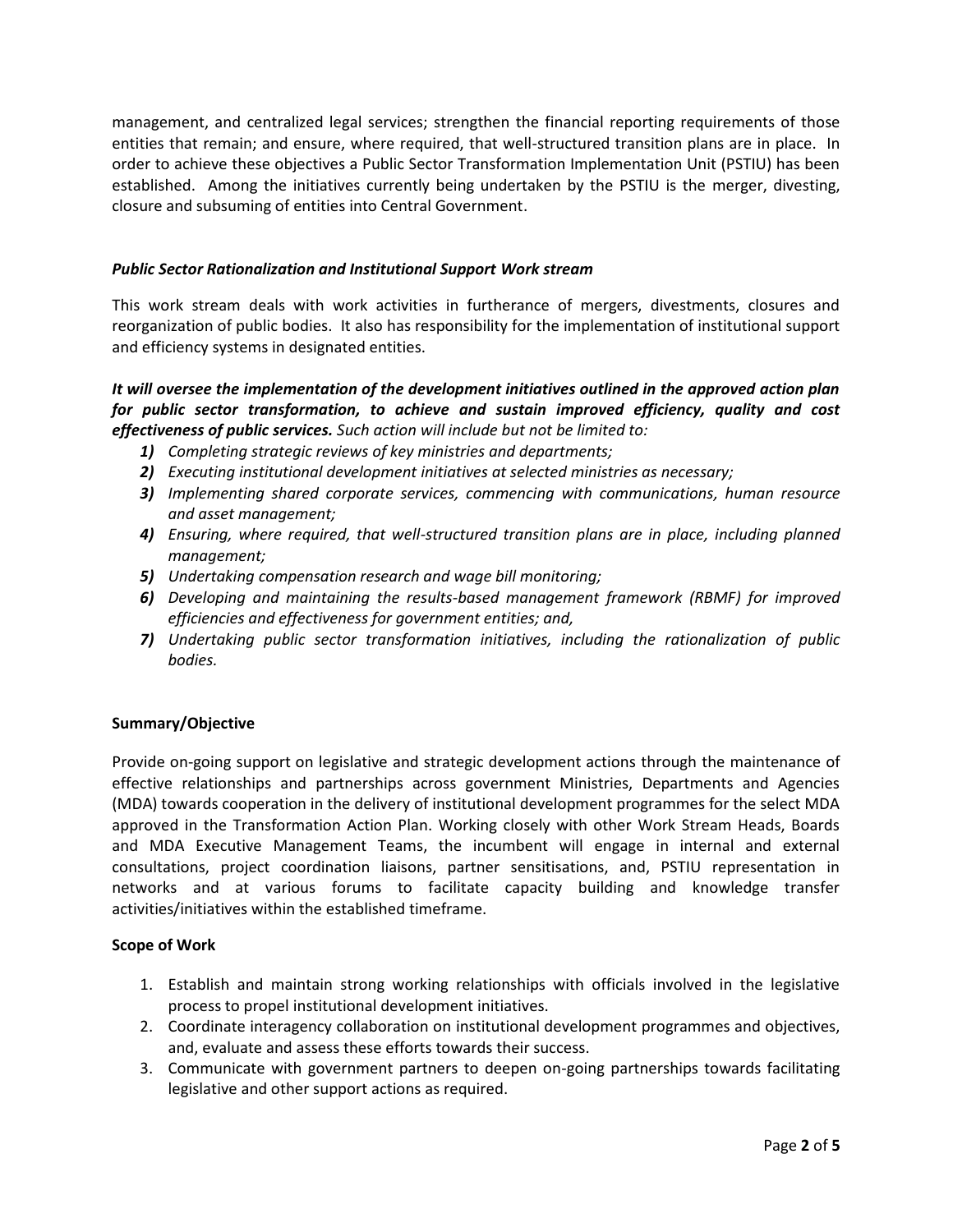management, and centralized legal services; strengthen the financial reporting requirements of those entities that remain; and ensure, where required, that well-structured transition plans are in place. In order to achieve these objectives a Public Sector Transformation Implementation Unit (PSTIU) has been established. Among the initiatives currently being undertaken by the PSTIU is the merger, divesting, closure and subsuming of entities into Central Government.

***Public Sector Rationalization and Institutional Support Work stream***

This work stream deals with work activities in furtherance of mergers, divestments, closures and reorganization of public bodies. It also has responsibility for the implementation of institutional support and efficiency systems in designated entities.

***It will oversee the implementation of the development initiatives outlined in the approved action plan for public sector transformation, to achieve and sustain improved efficiency, quality and cost effectiveness of public services.*** *Such action will include but not be limited to:*

1) *Completing strategic reviews of key ministries and departments;*
2) *Executing institutional development initiatives at selected ministries as necessary;*
3) *Implementing shared corporate services, commencing with communications, human resource and asset management;*
4) *Ensuring, where required, that well-structured transition plans are in place, including planned management;*
5) *Undertaking compensation research and wage bill monitoring;*
6) *Developing and maintaining the results-based management framework (RBMF) for improved efficiencies and effectiveness for government entities; and,*
7) *Undertaking public sector transformation initiatives, including the rationalization of public bodies.*

**Summary/Objective**

Provide on-going support on legislative and strategic development actions through the maintenance of effective relationships and partnerships across government Ministries, Departments and Agencies (MDA) towards cooperation in the delivery of institutional development programmes for the select MDA approved in the Transformation Action Plan. Working closely with other Work Stream Heads, Boards and MDA Executive Management Teams, the incumbent will engage in internal and external consultations, project coordination liaisons, partner sensitisations, and, PSTIU representation in networks and at various forums to facilitate capacity building and knowledge transfer activities/initiatives within the established timeframe.

**Scope of Work**

1. Establish and maintain strong working relationships with officials involved in the legislative process to propel institutional development initiatives.
2. Coordinate interagency collaboration on institutional development programmes and objectives, and, evaluate and assess these efforts towards their success.
3. Communicate with government partners to deepen on-going partnerships towards facilitating legislative and other support actions as required.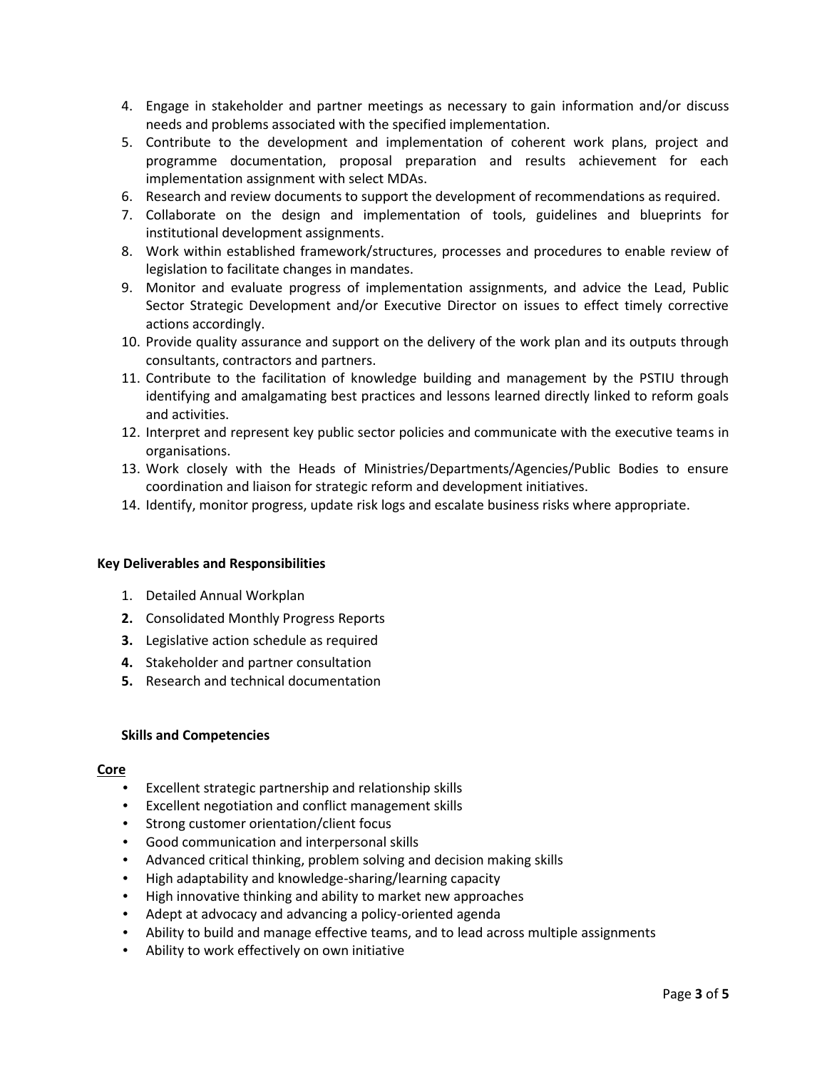4. Engage in stakeholder and partner meetings as necessary to gain information and/or discuss needs and problems associated with the specified implementation.
5. Contribute to the development and implementation of coherent work plans, project and programme documentation, proposal preparation and results achievement for each implementation assignment with select MDAs.
6. Research and review documents to support the development of recommendations as required.
7. Collaborate on the design and implementation of tools, guidelines and blueprints for institutional development assignments.
8. Work within established framework/structures, processes and procedures to enable review of legislation to facilitate changes in mandates.
9. Monitor and evaluate progress of implementation assignments, and advice the Lead, Public Sector Strategic Development and/or Executive Director on issues to effect timely corrective actions accordingly.
10. Provide quality assurance and support on the delivery of the work plan and its outputs through consultants, contractors and partners.
11. Contribute to the facilitation of knowledge building and management by the PSTIU through identifying and amalgamating best practices and lessons learned directly linked to reform goals and activities.
12. Interpret and represent key public sector policies and communicate with the executive teams in organisations.
13. Work closely with the Heads of Ministries/Departments/Agencies/Public Bodies to ensure coordination and liaison for strategic reform and development initiatives.
14. Identify, monitor progress, update risk logs and escalate business risks where appropriate.

**Key Deliverables and Responsibilities**

1. Detailed Annual Workplan
2. Consolidated Monthly Progress Reports
3. Legislative action schedule as required
4. Stakeholder and partner consultation
5. Research and technical documentation

**Skills and Competencies**

**Core**

- Excellent strategic partnership and relationship skills
- Excellent negotiation and conflict management skills
- Strong customer orientation/client focus
- Good communication and interpersonal skills
- Advanced critical thinking, problem solving and decision making skills
- High adaptability and knowledge-sharing/learning capacity
- High innovative thinking and ability to market new approaches
- Adept at advocacy and advancing a policy-oriented agenda
- Ability to build and manage effective teams, and to lead across multiple assignments
- Ability to work effectively on own initiative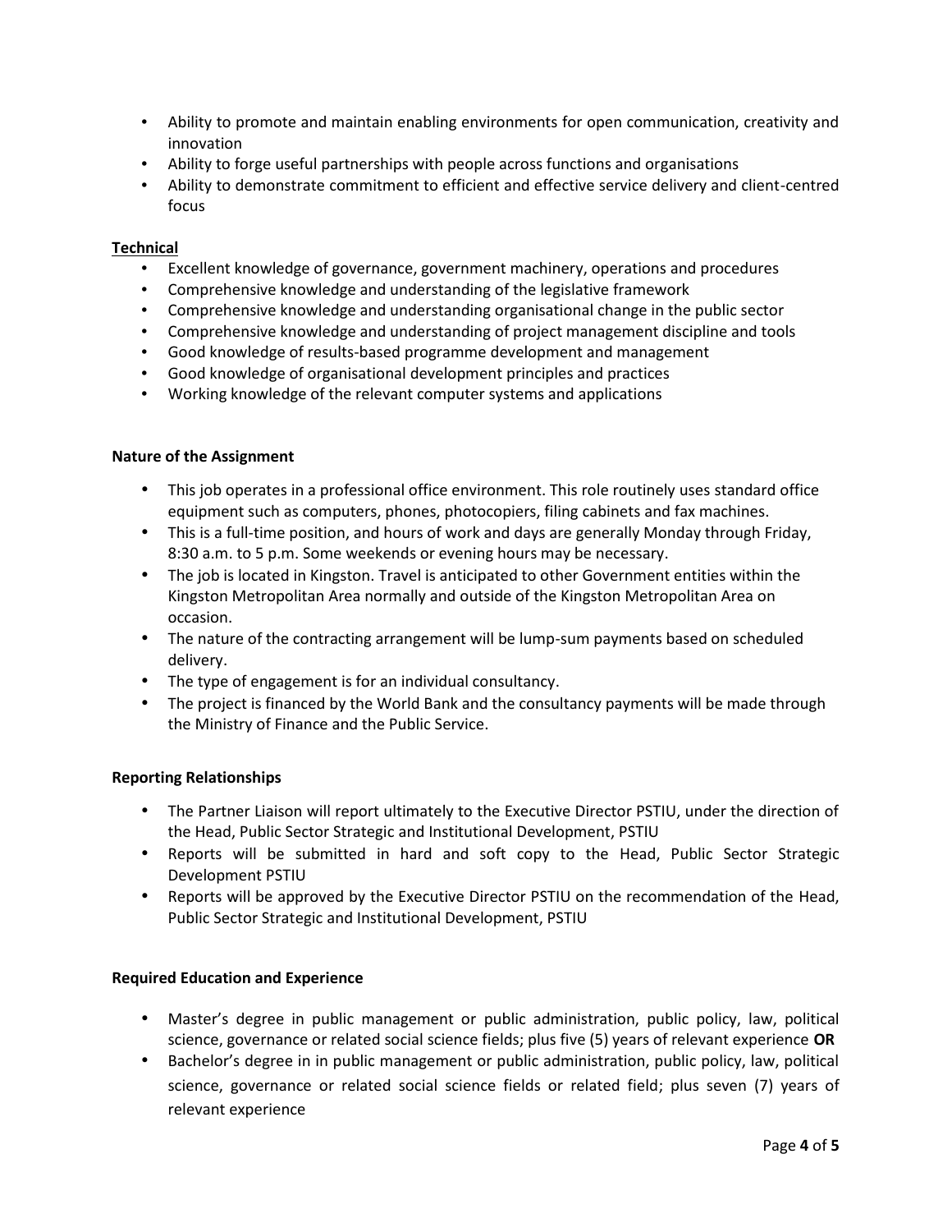- Ability to promote and maintain enabling environments for open communication, creativity and innovation
- Ability to forge useful partnerships with people across functions and organisations
- Ability to demonstrate commitment to efficient and effective service delivery and client-centred focus

**Technical**

- Excellent knowledge of governance, government machinery, operations and procedures
- Comprehensive knowledge and understanding of the legislative framework
- Comprehensive knowledge and understanding organisational change in the public sector
- Comprehensive knowledge and understanding of project management discipline and tools
- Good knowledge of results-based programme development and management
- Good knowledge of organisational development principles and practices
- Working knowledge of the relevant computer systems and applications

**Nature of the Assignment**

- This job operates in a professional office environment. This role routinely uses standard office equipment such as computers, phones, photocopiers, filing cabinets and fax machines.
- This is a full-time position, and hours of work and days are generally Monday through Friday, 8:30 a.m. to 5 p.m. Some weekends or evening hours may be necessary.
- The job is located in Kingston. Travel is anticipated to other Government entities within the Kingston Metropolitan Area normally and outside of the Kingston Metropolitan Area on occasion.
- The nature of the contracting arrangement will be lump-sum payments based on scheduled delivery.
- The type of engagement is for an individual consultancy.
- The project is financed by the World Bank and the consultancy payments will be made through the Ministry of Finance and the Public Service.

**Reporting Relationships**

- The Partner Liaison will report ultimately to the Executive Director PSTIU, under the direction of the Head, Public Sector Strategic and Institutional Development, PSTIU
- Reports will be submitted in hard and soft copy to the Head, Public Sector Strategic Development PSTIU
- Reports will be approved by the Executive Director PSTIU on the recommendation of the Head, Public Sector Strategic and Institutional Development, PSTIU

**Required Education and Experience**

- Master's degree in public management or public administration, public policy, law, political science, governance or related social science fields; plus five (5) years of relevant experience **OR**
- Bachelor's degree in in public management or public administration, public policy, law, political science, governance or related social science fields or related field; plus seven (7) years of relevant experience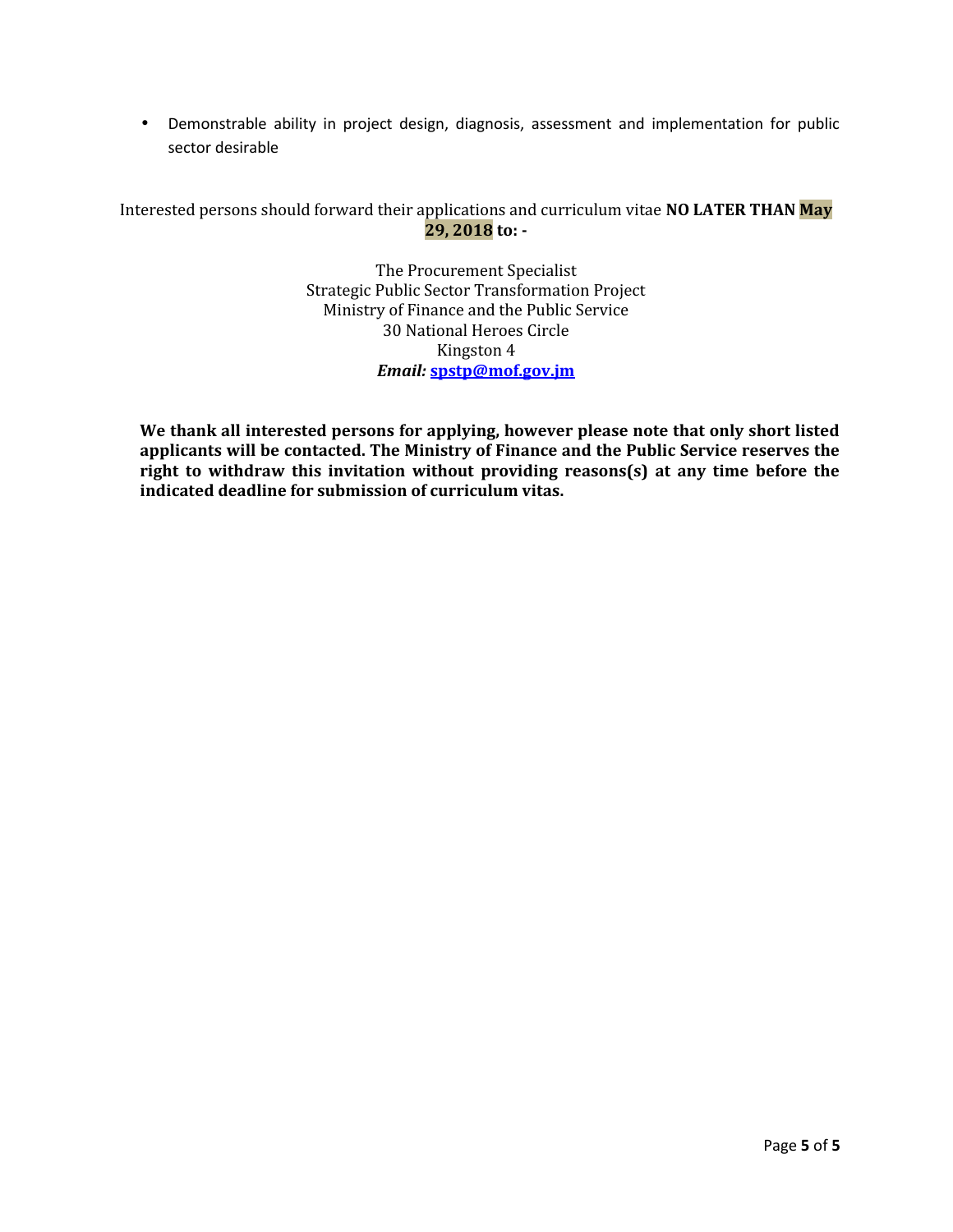- Demonstrable ability in project design, diagnosis, assessment and implementation for public sector desirable

Interested persons should forward their applications and curriculum vitae **NO LATER THAN May 29, 2018 to: -**

The Procurement Specialist
Strategic Public Sector Transformation Project
Ministry of Finance and the Public Service
30 National Heroes Circle
Kingston 4
***Email:*** **spstp@mof.gov.jm**

**We thank all interested persons for applying, however please note that only short listed applicants will be contacted. The Ministry of Finance and the Public Service reserves the right to withdraw this invitation without providing reasons(s) at any time before the indicated deadline for submission of curriculum vitas.**